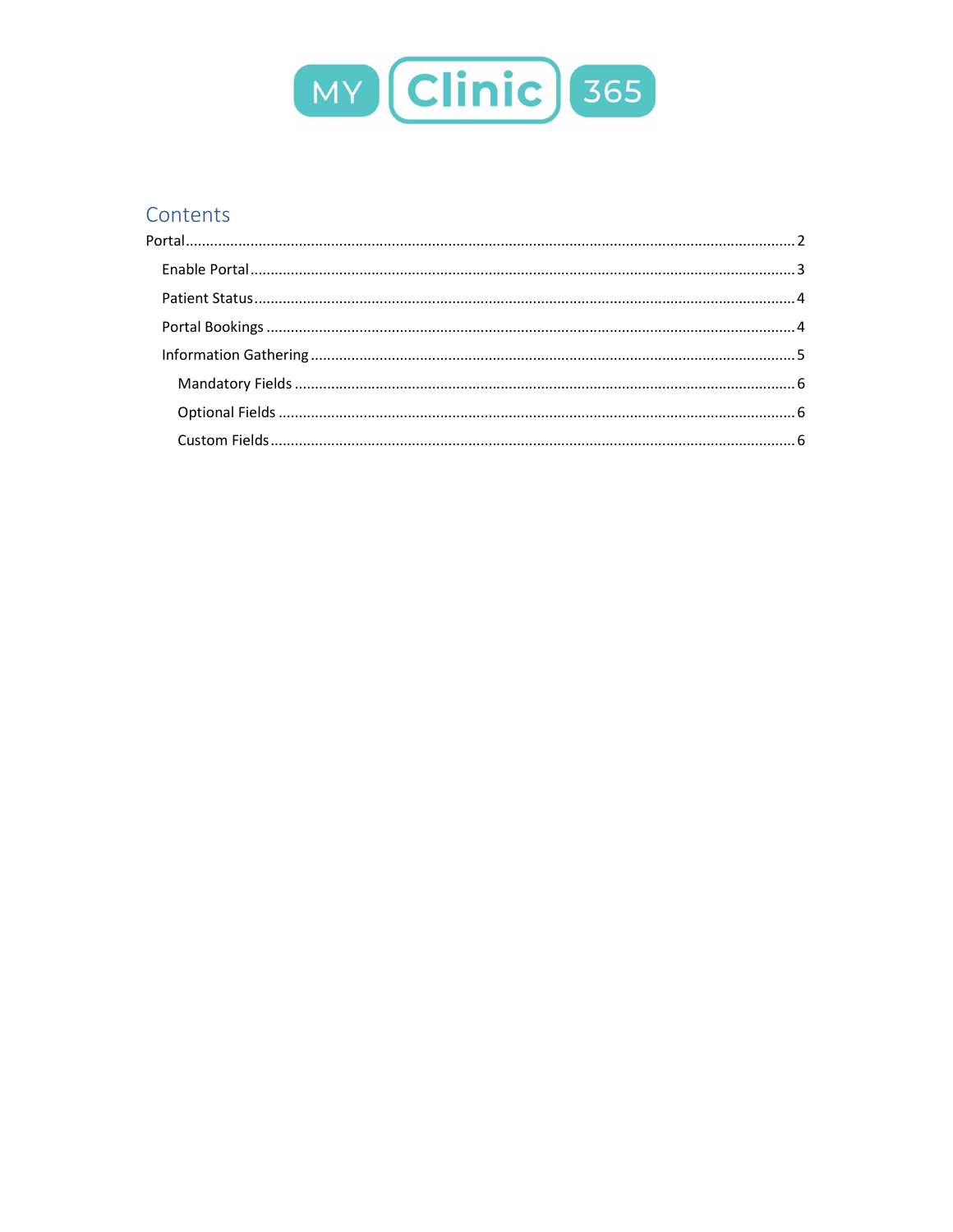MY Clinic 365

## Contents

Portal .......... 2

- Enable Portal .......... 3
- Patient Status .......... 4
- Portal Bookings .......... 4
- Information Gathering .......... 5
  - Mandatory Fields .......... 6
  - Optional Fields .......... 6
  - Custom Fields .......... 6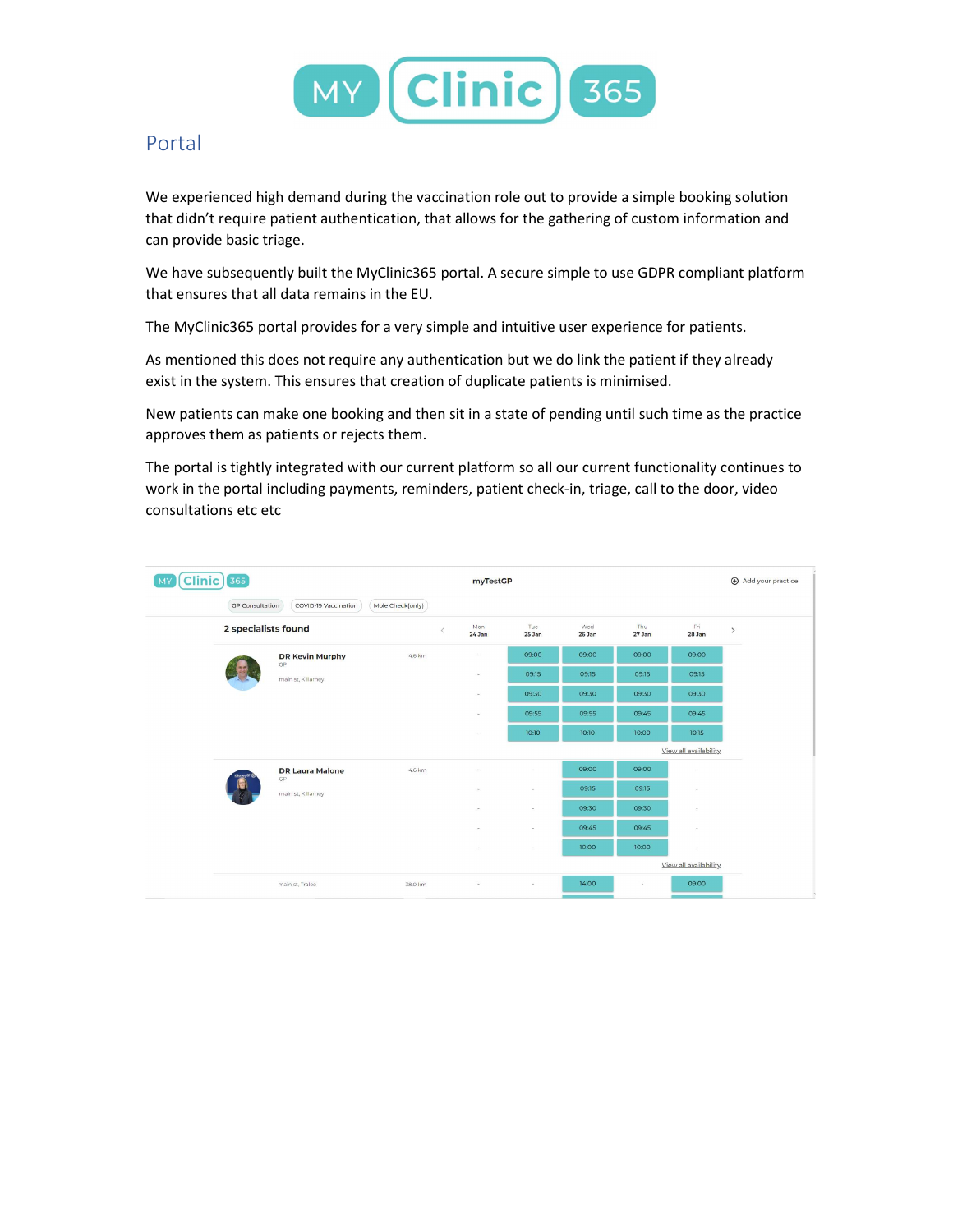# Portal

We experienced high demand during the vaccination role out to provide a simple booking solution that didn't require patient authentication, that allows for the gathering of custom information and can provide basic triage.

We have subsequently built the MyClinic365 portal. A secure simple to use GDPR compliant platform that ensures that all data remains in the EU.

The MyClinic365 portal provides for a very simple and intuitive user experience for patients.

As mentioned this does not require any authentication but we do link the patient if they already exist in the system. This ensures that creation of duplicate patients is minimised.

New patients can make one booking and then sit in a state of pending until such time as the practice approves them as patients or rejects them.

The portal is tightly integrated with our current platform so all our current functionality continues to work in the portal including payments, reminders, patient check-in, triage, call to the door, video consultations etc etc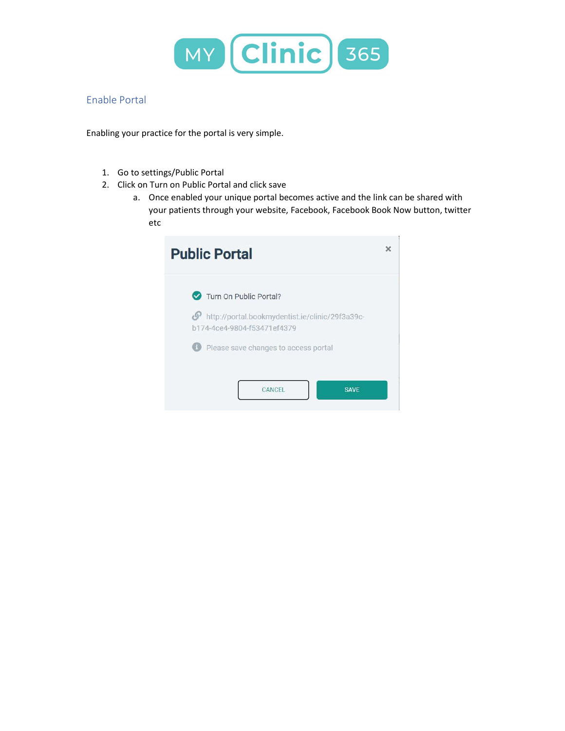## Enable Portal

Enabling your practice for the portal is very simple.

1. Go to settings/Public Portal
2. Click on Turn on Public Portal and click save
   a. Once enabled your unique portal becomes active and the link can be shared with your patients through your website, Facebook, Facebook Book Now button, twitter etc

**Public Portal**

Turn On Public Portal?

http://portal.bookmydentist.ie/clinic/29f3a39c-b174-4ce4-9804-f53471ef4379

Please save changes to access portal

CANCEL SAVE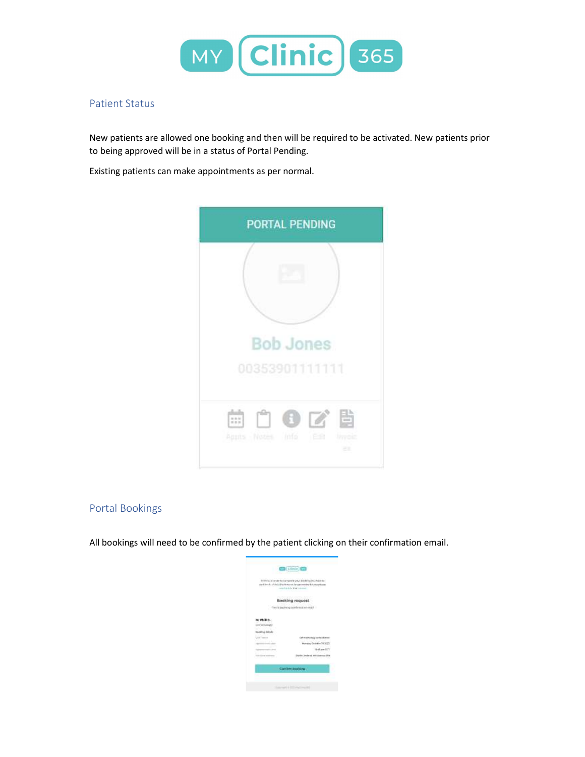## Patient Status

New patients are allowed one booking and then will be required to be activated. New patients prior to being approved will be in a status of Portal Pending.

Existing patients can make appointments as per normal.

## Portal Bookings

All bookings will need to be confirmed by the patient clicking on their confirmation email.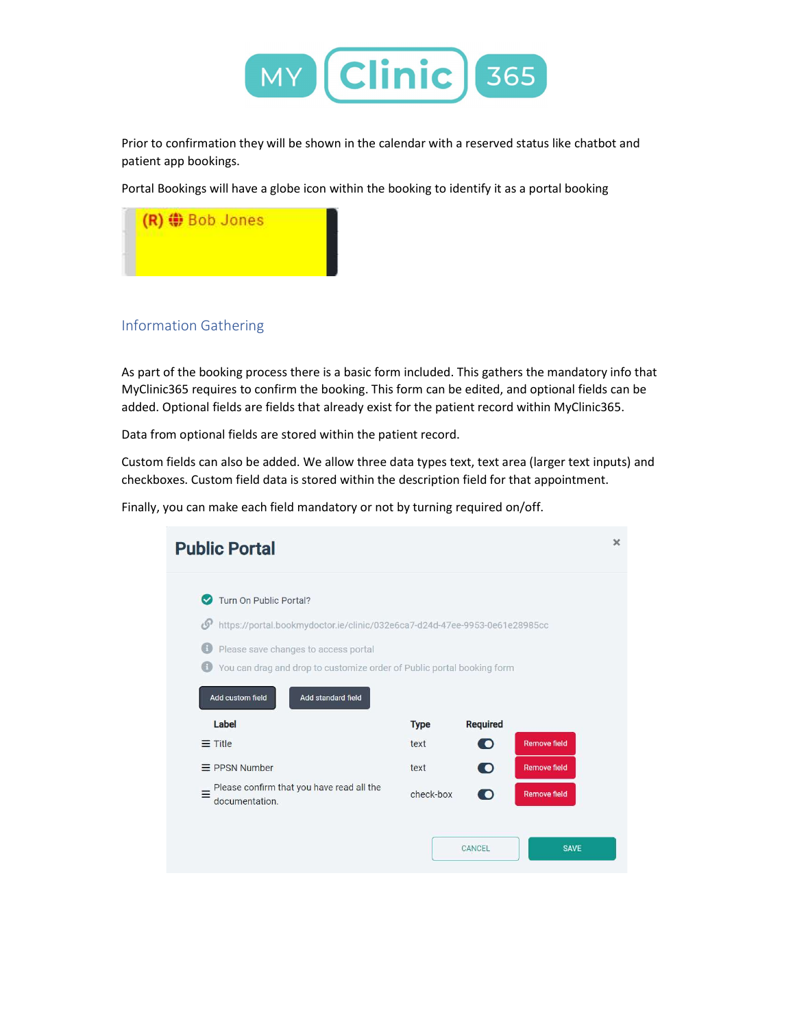Prior to confirmation they will be shown in the calendar with a reserved status like chatbot and patient app bookings.

Portal Bookings will have a globe icon within the booking to identify it as a portal booking

(R) 🌐 Bob Jones

## Information Gathering

As part of the booking process there is a basic form included. This gathers the mandatory info that MyClinic365 requires to confirm the booking. This form can be edited, and optional fields can be added. Optional fields are fields that already exist for the patient record within MyClinic365.

Data from optional fields are stored within the patient record.

Custom fields can also be added. We allow three data types text, text area (larger text inputs) and checkboxes. Custom field data is stored within the description field for that appointment.

Finally, you can make each field mandatory or not by turning required on/off.

**Public Portal**

Turn On Public Portal?

https://portal.bookmydoctor.ie/clinic/032e6ca7-d24d-47ee-9953-0e61e28985cc

Please save changes to access portal

You can drag and drop to customize order of Public portal booking form

Add custom field | Add standard field

| Label | Type | Required | |
|---|---|---|---|
| Title | text | On | Remove field |
| PPSN Number | text | On | Remove field |
| Please confirm that you have read all the documentation. | check-box | On | Remove field |

CANCEL | SAVE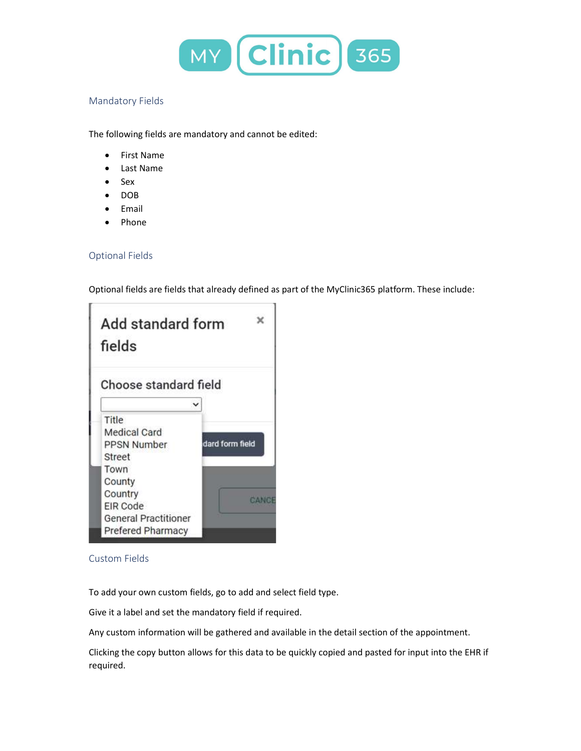## Mandatory Fields

The following fields are mandatory and cannot be edited:

- First Name
- Last Name
- Sex
- DOB
- Email
- Phone

## Optional Fields

Optional fields are fields that already defined as part of the MyClinic365 platform. These include:

Add standard form fields

Choose standard field

Title
Medical Card
PPSN Number
Street
Town
County
Country
EIR Code
General Practitioner
Prefered Pharmacy

## Custom Fields

To add your own custom fields, go to add and select field type.

Give it a label and set the mandatory field if required.

Any custom information will be gathered and available in the detail section of the appointment.

Clicking the copy button allows for this data to be quickly copied and pasted for input into the EHR if required.